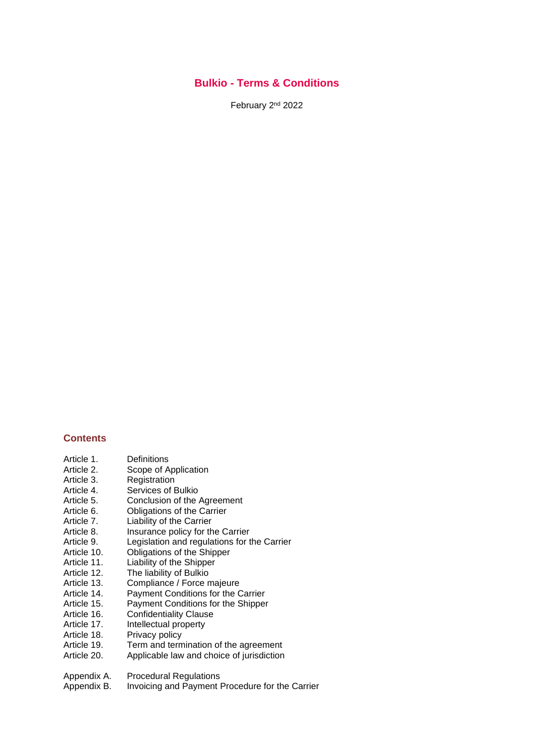# Bulkio - Terms & Conditions

February 2nd 2022

## Contents

| | |
|---|---|
| Article 1. | Definitions |
| Article 2. | Scope of Application |
| Article 3. | Registration |
| Article 4. | Services of Bulkio |
| Article 5. | Conclusion of the Agreement |
| Article 6. | Obligations of the Carrier |
| Article 7. | Liability of the Carrier |
| Article 8. | Insurance policy for the Carrier |
| Article 9. | Legislation and regulations for the Carrier |
| Article 10. | Obligations of the Shipper |
| Article 11. | Liability of the Shipper |
| Article 12. | The liability of Bulkio |
| Article 13. | Compliance / Force majeure |
| Article 14. | Payment Conditions for the Carrier |
| Article 15. | Payment Conditions for the Shipper |
| Article 16. | Confidentiality Clause |
| Article 17. | Intellectual property |
| Article 18. | Privacy policy |
| Article 19. | Term and termination of the agreement |
| Article 20. | Applicable law and choice of jurisdiction |
| Appendix A. | Procedural Regulations |
| Appendix B. | Invoicing and Payment Procedure for the Carrier |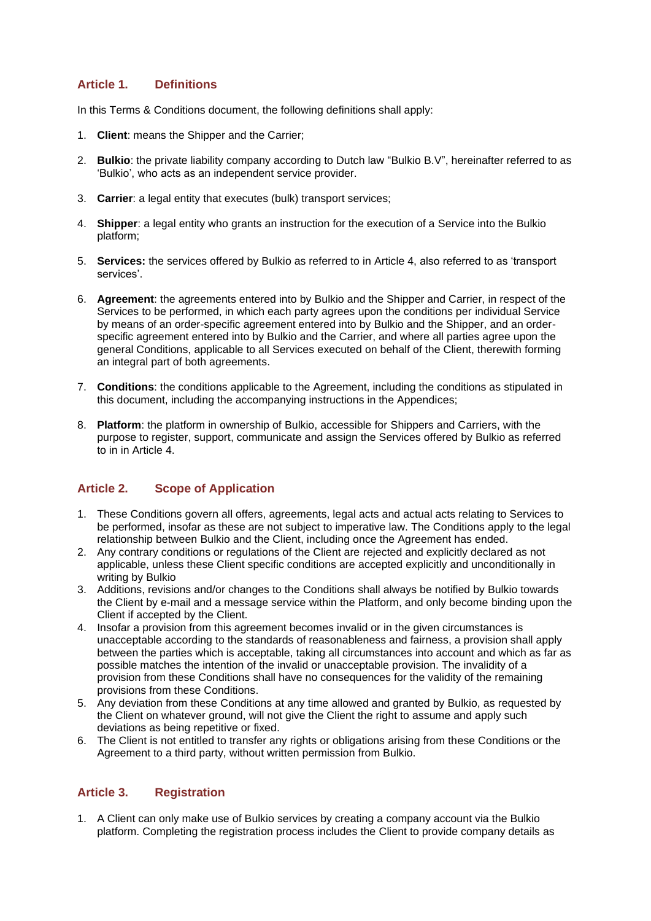## Article 1. Definitions

In this Terms & Conditions document, the following definitions shall apply:

1. **Client**: means the Shipper and the Carrier;

2. **Bulkio**: the private liability company according to Dutch law "Bulkio B.V", hereinafter referred to as 'Bulkio', who acts as an independent service provider.

3. **Carrier**: a legal entity that executes (bulk) transport services;

4. **Shipper**: a legal entity who grants an instruction for the execution of a Service into the Bulkio platform;

5. **Services:** the services offered by Bulkio as referred to in Article 4, also referred to as 'transport services'.

6. **Agreement**: the agreements entered into by Bulkio and the Shipper and Carrier, in respect of the Services to be performed, in which each party agrees upon the conditions per individual Service by means of an order-specific agreement entered into by Bulkio and the Shipper, and an order-specific agreement entered into by Bulkio and the Carrier, and where all parties agree upon the general Conditions, applicable to all Services executed on behalf of the Client, therewith forming an integral part of both agreements.

7. **Conditions**: the conditions applicable to the Agreement, including the conditions as stipulated in this document, including the accompanying instructions in the Appendices;

8. **Platform**: the platform in ownership of Bulkio, accessible for Shippers and Carriers, with the purpose to register, support, communicate and assign the Services offered by Bulkio as referred to in in Article 4.

## Article 2. Scope of Application

1. These Conditions govern all offers, agreements, legal acts and actual acts relating to Services to be performed, insofar as these are not subject to imperative law. The Conditions apply to the legal relationship between Bulkio and the Client, including once the Agreement has ended.
2. Any contrary conditions or regulations of the Client are rejected and explicitly declared as not applicable, unless these Client specific conditions are accepted explicitly and unconditionally in writing by Bulkio
3. Additions, revisions and/or changes to the Conditions shall always be notified by Bulkio towards the Client by e-mail and a message service within the Platform, and only become binding upon the Client if accepted by the Client.
4. Insofar a provision from this agreement becomes invalid or in the given circumstances is unacceptable according to the standards of reasonableness and fairness, a provision shall apply between the parties which is acceptable, taking all circumstances into account and which as far as possible matches the intention of the invalid or unacceptable provision. The invalidity of a provision from these Conditions shall have no consequences for the validity of the remaining provisions from these Conditions.
5. Any deviation from these Conditions at any time allowed and granted by Bulkio, as requested by the Client on whatever ground, will not give the Client the right to assume and apply such deviations as being repetitive or fixed.
6. The Client is not entitled to transfer any rights or obligations arising from these Conditions or the Agreement to a third party, without written permission from Bulkio.

## Article 3. Registration

1. A Client can only make use of Bulkio services by creating a company account via the Bulkio platform. Completing the registration process includes the Client to provide company details as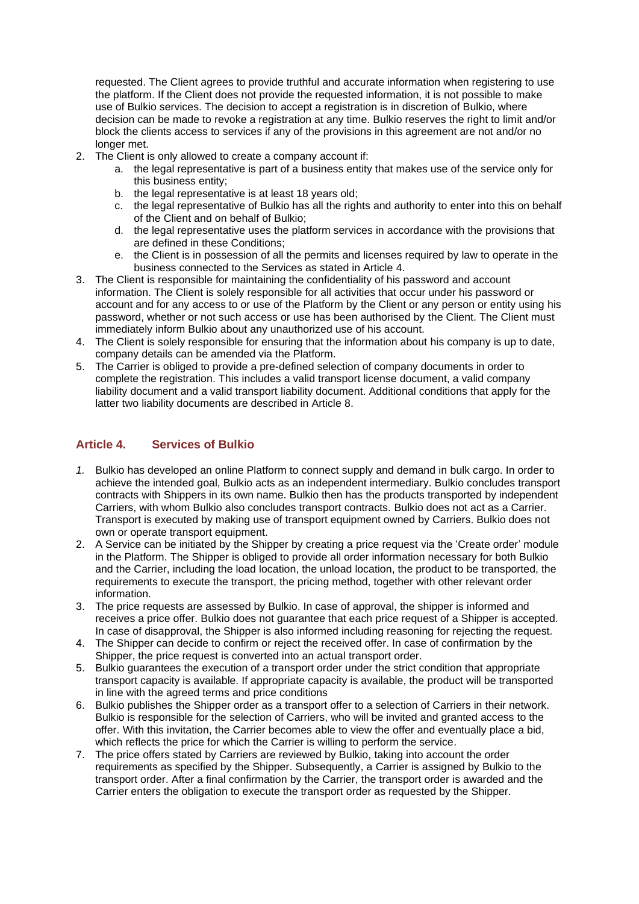requested. The Client agrees to provide truthful and accurate information when registering to use the platform. If the Client does not provide the requested information, it is not possible to make use of Bulkio services. The decision to accept a registration is in discretion of Bulkio, where decision can be made to revoke a registration at any time. Bulkio reserves the right to limit and/or block the clients access to services if any of the provisions in this agreement are not and/or no longer met.

2. The Client is only allowed to create a company account if:
   a. the legal representative is part of a business entity that makes use of the service only for this business entity;
   b. the legal representative is at least 18 years old;
   c. the legal representative of Bulkio has all the rights and authority to enter into this on behalf of the Client and on behalf of Bulkio;
   d. the legal representative uses the platform services in accordance with the provisions that are defined in these Conditions;
   e. the Client is in possession of all the permits and licenses required by law to operate in the business connected to the Services as stated in Article 4.
3. The Client is responsible for maintaining the confidentiality of his password and account information. The Client is solely responsible for all activities that occur under his password or account and for any access to or use of the Platform by the Client or any person or entity using his password, whether or not such access or use has been authorised by the Client. The Client must immediately inform Bulkio about any unauthorized use of his account.
4. The Client is solely responsible for ensuring that the information about his company is up to date, company details can be amended via the Platform.
5. The Carrier is obliged to provide a pre-defined selection of company documents in order to complete the registration. This includes a valid transport license document, a valid company liability document and a valid transport liability document. Additional conditions that apply for the latter two liability documents are described in Article 8.

## Article 4. Services of Bulkio

1. Bulkio has developed an online Platform to connect supply and demand in bulk cargo. In order to achieve the intended goal, Bulkio acts as an independent intermediary. Bulkio concludes transport contracts with Shippers in its own name. Bulkio then has the products transported by independent Carriers, with whom Bulkio also concludes transport contracts. Bulkio does not act as a Carrier. Transport is executed by making use of transport equipment owned by Carriers. Bulkio does not own or operate transport equipment.
2. A Service can be initiated by the Shipper by creating a price request via the 'Create order' module in the Platform. The Shipper is obliged to provide all order information necessary for both Bulkio and the Carrier, including the load location, the unload location, the product to be transported, the requirements to execute the transport, the pricing method, together with other relevant order information.
3. The price requests are assessed by Bulkio. In case of approval, the shipper is informed and receives a price offer. Bulkio does not guarantee that each price request of a Shipper is accepted. In case of disapproval, the Shipper is also informed including reasoning for rejecting the request.
4. The Shipper can decide to confirm or reject the received offer. In case of confirmation by the Shipper, the price request is converted into an actual transport order.
5. Bulkio guarantees the execution of a transport order under the strict condition that appropriate transport capacity is available. If appropriate capacity is available, the product will be transported in line with the agreed terms and price conditions
6. Bulkio publishes the Shipper order as a transport offer to a selection of Carriers in their network. Bulkio is responsible for the selection of Carriers, who will be invited and granted access to the offer. With this invitation, the Carrier becomes able to view the offer and eventually place a bid, which reflects the price for which the Carrier is willing to perform the service.
7. The price offers stated by Carriers are reviewed by Bulkio, taking into account the order requirements as specified by the Shipper. Subsequently, a Carrier is assigned by Bulkio to the transport order. After a final confirmation by the Carrier, the transport order is awarded and the Carrier enters the obligation to execute the transport order as requested by the Shipper.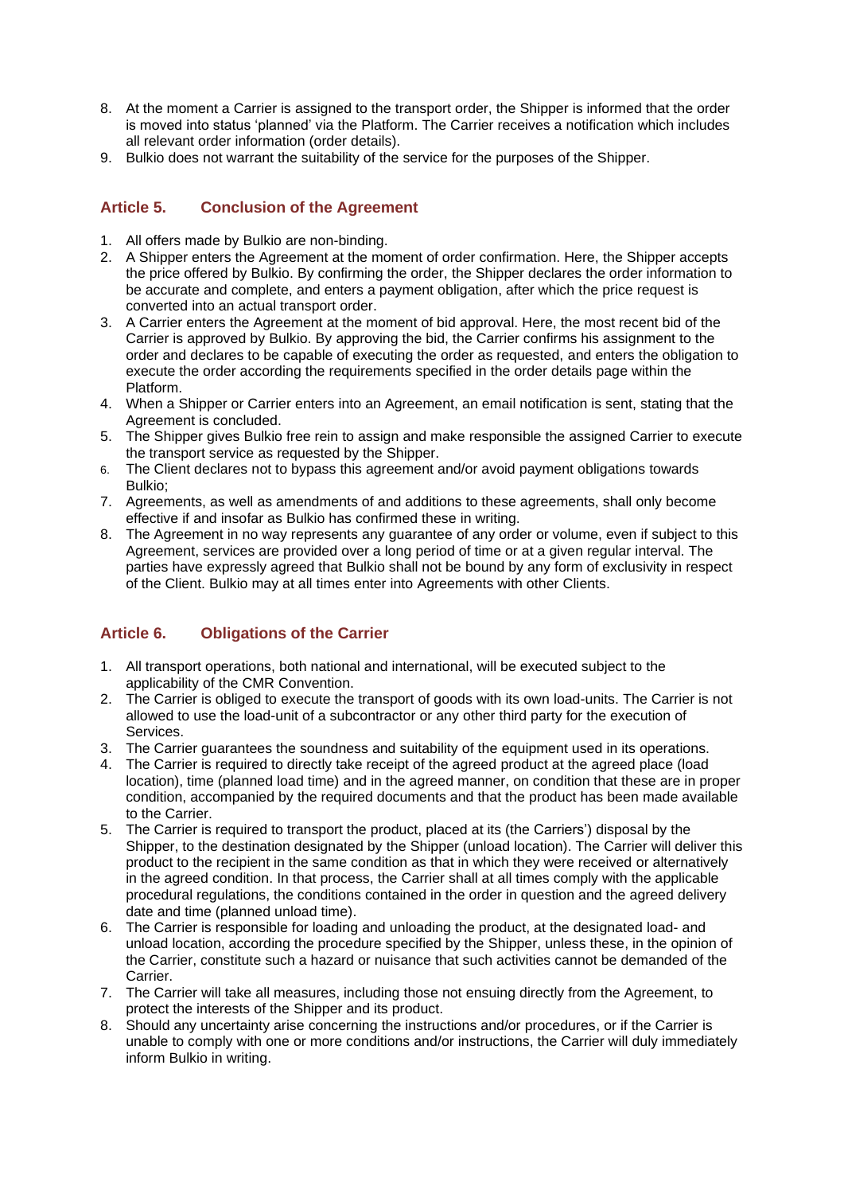8. At the moment a Carrier is assigned to the transport order, the Shipper is informed that the order is moved into status 'planned' via the Platform. The Carrier receives a notification which includes all relevant order information (order details).
9. Bulkio does not warrant the suitability of the service for the purposes of the Shipper.

## Article 5. Conclusion of the Agreement

1. All offers made by Bulkio are non-binding.
2. A Shipper enters the Agreement at the moment of order confirmation. Here, the Shipper accepts the price offered by Bulkio. By confirming the order, the Shipper declares the order information to be accurate and complete, and enters a payment obligation, after which the price request is converted into an actual transport order.
3. A Carrier enters the Agreement at the moment of bid approval. Here, the most recent bid of the Carrier is approved by Bulkio. By approving the bid, the Carrier confirms his assignment to the order and declares to be capable of executing the order as requested, and enters the obligation to execute the order according the requirements specified in the order details page within the Platform.
4. When a Shipper or Carrier enters into an Agreement, an email notification is sent, stating that the Agreement is concluded.
5. The Shipper gives Bulkio free rein to assign and make responsible the assigned Carrier to execute the transport service as requested by the Shipper.
6. The Client declares not to bypass this agreement and/or avoid payment obligations towards Bulkio;
7. Agreements, as well as amendments of and additions to these agreements, shall only become effective if and insofar as Bulkio has confirmed these in writing.
8. The Agreement in no way represents any guarantee of any order or volume, even if subject to this Agreement, services are provided over a long period of time or at a given regular interval. The parties have expressly agreed that Bulkio shall not be bound by any form of exclusivity in respect of the Client. Bulkio may at all times enter into Agreements with other Clients.

## Article 6. Obligations of the Carrier

1. All transport operations, both national and international, will be executed subject to the applicability of the CMR Convention.
2. The Carrier is obliged to execute the transport of goods with its own load-units. The Carrier is not allowed to use the load-unit of a subcontractor or any other third party for the execution of Services.
3. The Carrier guarantees the soundness and suitability of the equipment used in its operations.
4. The Carrier is required to directly take receipt of the agreed product at the agreed place (load location), time (planned load time) and in the agreed manner, on condition that these are in proper condition, accompanied by the required documents and that the product has been made available to the Carrier.
5. The Carrier is required to transport the product, placed at its (the Carriers') disposal by the Shipper, to the destination designated by the Shipper (unload location). The Carrier will deliver this product to the recipient in the same condition as that in which they were received or alternatively in the agreed condition. In that process, the Carrier shall at all times comply with the applicable procedural regulations, the conditions contained in the order in question and the agreed delivery date and time (planned unload time).
6. The Carrier is responsible for loading and unloading the product, at the designated load- and unload location, according the procedure specified by the Shipper, unless these, in the opinion of the Carrier, constitute such a hazard or nuisance that such activities cannot be demanded of the Carrier.
7. The Carrier will take all measures, including those not ensuing directly from the Agreement, to protect the interests of the Shipper and its product.
8. Should any uncertainty arise concerning the instructions and/or procedures, or if the Carrier is unable to comply with one or more conditions and/or instructions, the Carrier will duly immediately inform Bulkio in writing.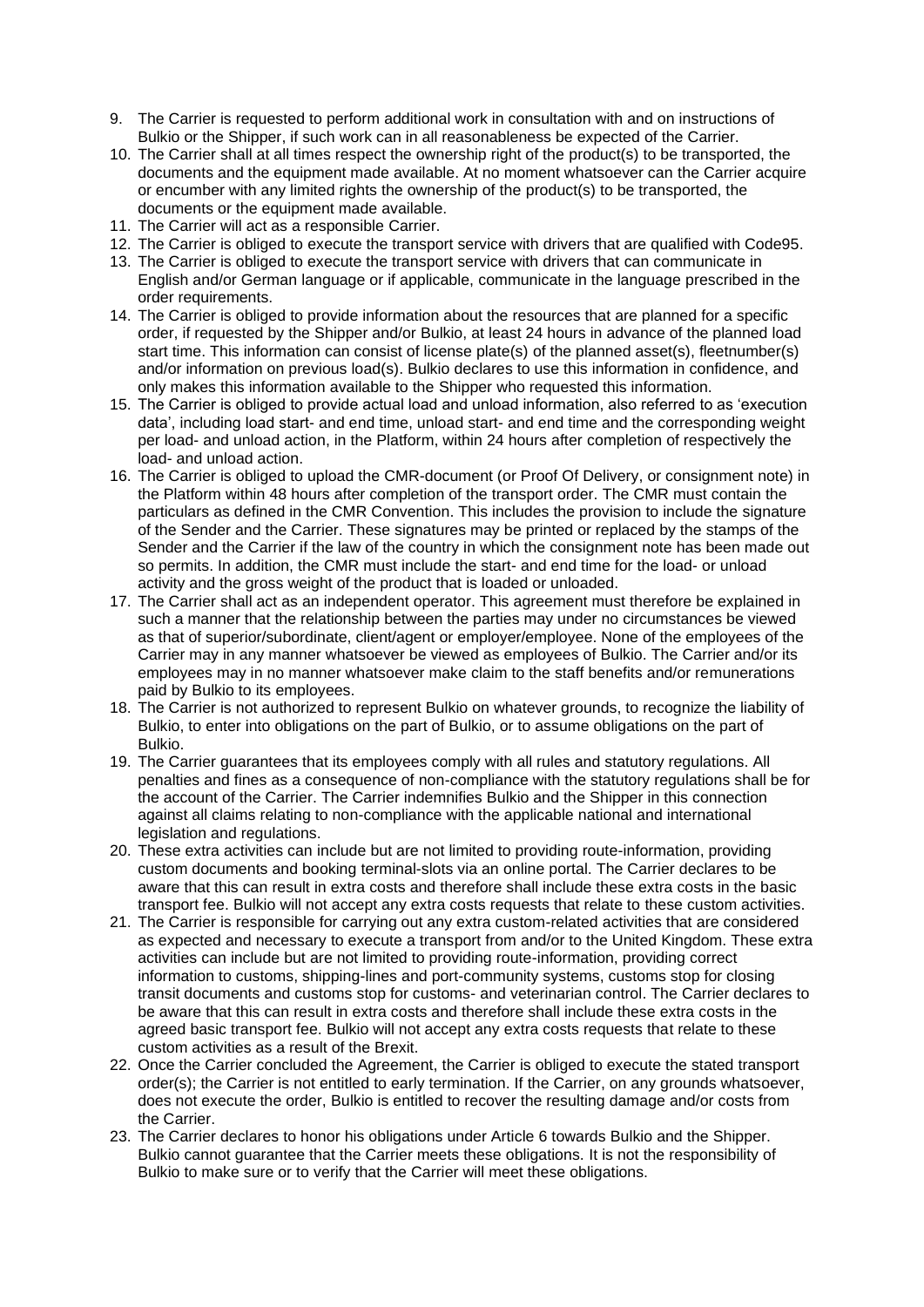9. The Carrier is requested to perform additional work in consultation with and on instructions of Bulkio or the Shipper, if such work can in all reasonableness be expected of the Carrier.
10. The Carrier shall at all times respect the ownership right of the product(s) to be transported, the documents and the equipment made available. At no moment whatsoever can the Carrier acquire or encumber with any limited rights the ownership of the product(s) to be transported, the documents or the equipment made available.
11. The Carrier will act as a responsible Carrier.
12. The Carrier is obliged to execute the transport service with drivers that are qualified with Code95.
13. The Carrier is obliged to execute the transport service with drivers that can communicate in English and/or German language or if applicable, communicate in the language prescribed in the order requirements.
14. The Carrier is obliged to provide information about the resources that are planned for a specific order, if requested by the Shipper and/or Bulkio, at least 24 hours in advance of the planned load start time. This information can consist of license plate(s) of the planned asset(s), fleetnumber(s) and/or information on previous load(s). Bulkio declares to use this information in confidence, and only makes this information available to the Shipper who requested this information.
15. The Carrier is obliged to provide actual load and unload information, also referred to as 'execution data', including load start- and end time, unload start- and end time and the corresponding weight per load- and unload action, in the Platform, within 24 hours after completion of respectively the load- and unload action.
16. The Carrier is obliged to upload the CMR-document (or Proof Of Delivery, or consignment note) in the Platform within 48 hours after completion of the transport order. The CMR must contain the particulars as defined in the CMR Convention. This includes the provision to include the signature of the Sender and the Carrier. These signatures may be printed or replaced by the stamps of the Sender and the Carrier if the law of the country in which the consignment note has been made out so permits. In addition, the CMR must include the start- and end time for the load- or unload activity and the gross weight of the product that is loaded or unloaded.
17. The Carrier shall act as an independent operator. This agreement must therefore be explained in such a manner that the relationship between the parties may under no circumstances be viewed as that of superior/subordinate, client/agent or employer/employee. None of the employees of the Carrier may in any manner whatsoever be viewed as employees of Bulkio. The Carrier and/or its employees may in no manner whatsoever make claim to the staff benefits and/or remunerations paid by Bulkio to its employees.
18. The Carrier is not authorized to represent Bulkio on whatever grounds, to recognize the liability of Bulkio, to enter into obligations on the part of Bulkio, or to assume obligations on the part of Bulkio.
19. The Carrier guarantees that its employees comply with all rules and statutory regulations. All penalties and fines as a consequence of non-compliance with the statutory regulations shall be for the account of the Carrier. The Carrier indemnifies Bulkio and the Shipper in this connection against all claims relating to non-compliance with the applicable national and international legislation and regulations.
20. These extra activities can include but are not limited to providing route-information, providing custom documents and booking terminal-slots via an online portal. The Carrier declares to be aware that this can result in extra costs and therefore shall include these extra costs in the basic transport fee. Bulkio will not accept any extra costs requests that relate to these custom activities.
21. The Carrier is responsible for carrying out any extra custom-related activities that are considered as expected and necessary to execute a transport from and/or to the United Kingdom. These extra activities can include but are not limited to providing route-information, providing correct information to customs, shipping-lines and port-community systems, customs stop for closing transit documents and customs stop for customs- and veterinarian control. The Carrier declares to be aware that this can result in extra costs and therefore shall include these extra costs in the agreed basic transport fee. Bulkio will not accept any extra costs requests that relate to these custom activities as a result of the Brexit.
22. Once the Carrier concluded the Agreement, the Carrier is obliged to execute the stated transport order(s); the Carrier is not entitled to early termination. If the Carrier, on any grounds whatsoever, does not execute the order, Bulkio is entitled to recover the resulting damage and/or costs from the Carrier.
23. The Carrier declares to honor his obligations under Article 6 towards Bulkio and the Shipper. Bulkio cannot guarantee that the Carrier meets these obligations. It is not the responsibility of Bulkio to make sure or to verify that the Carrier will meet these obligations.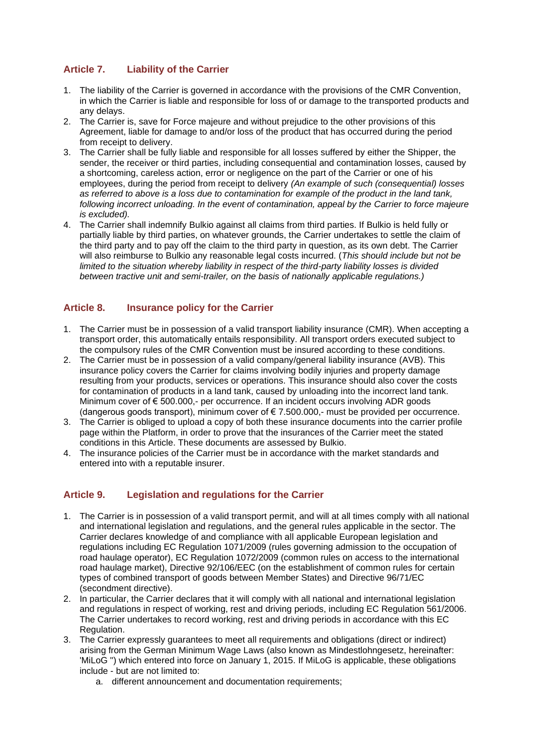## Article 7. Liability of the Carrier

1. The liability of the Carrier is governed in accordance with the provisions of the CMR Convention, in which the Carrier is liable and responsible for loss of or damage to the transported products and any delays.
2. The Carrier is, save for Force majeure and without prejudice to the other provisions of this Agreement, liable for damage to and/or loss of the product that has occurred during the period from receipt to delivery.
3. The Carrier shall be fully liable and responsible for all losses suffered by either the Shipper, the sender, the receiver or third parties, including consequential and contamination losses, caused by a shortcoming, careless action, error or negligence on the part of the Carrier or one of his employees, during the period from receipt to delivery *(An example of such (consequential) losses as referred to above is a loss due to contamination for example of the product in the land tank, following incorrect unloading. In the event of contamination, appeal by the Carrier to force majeure is excluded).*
4. The Carrier shall indemnify Bulkio against all claims from third parties. If Bulkio is held fully or partially liable by third parties, on whatever grounds, the Carrier undertakes to settle the claim of the third party and to pay off the claim to the third party in question, as its own debt. The Carrier will also reimburse to Bulkio any reasonable legal costs incurred. (*This should include but not be limited to the situation whereby liability in respect of the third-party liability losses is divided between tractive unit and semi-trailer, on the basis of nationally applicable regulations.)*

## Article 8. Insurance policy for the Carrier

1. The Carrier must be in possession of a valid transport liability insurance (CMR). When accepting a transport order, this automatically entails responsibility. All transport orders executed subject to the compulsory rules of the CMR Convention must be insured according to these conditions.
2. The Carrier must be in possession of a valid company/general liability insurance (AVB). This insurance policy covers the Carrier for claims involving bodily injuries and property damage resulting from your products, services or operations. This insurance should also cover the costs for contamination of products in a land tank, caused by unloading into the incorrect land tank. Minimum cover of € 500.000,- per occurrence. If an incident occurs involving ADR goods (dangerous goods transport), minimum cover of € 7.500.000,- must be provided per occurrence.
3. The Carrier is obliged to upload a copy of both these insurance documents into the carrier profile page within the Platform, in order to prove that the insurances of the Carrier meet the stated conditions in this Article. These documents are assessed by Bulkio.
4. The insurance policies of the Carrier must be in accordance with the market standards and entered into with a reputable insurer.

## Article 9. Legislation and regulations for the Carrier

1. The Carrier is in possession of a valid transport permit, and will at all times comply with all national and international legislation and regulations, and the general rules applicable in the sector. The Carrier declares knowledge of and compliance with all applicable European legislation and regulations including EC Regulation 1071/2009 (rules governing admission to the occupation of road haulage operator), EC Regulation 1072/2009 (common rules on access to the international road haulage market), Directive 92/106/EEC (on the establishment of common rules for certain types of combined transport of goods between Member States) and Directive 96/71/EC (secondment directive).
2. In particular, the Carrier declares that it will comply with all national and international legislation and regulations in respect of working, rest and driving periods, including EC Regulation 561/2006. The Carrier undertakes to record working, rest and driving periods in accordance with this EC Regulation.
3. The Carrier expressly guarantees to meet all requirements and obligations (direct or indirect) arising from the German Minimum Wage Laws (also known as Mindestlohngesetz, hereinafter: 'MiLoG ") which entered into force on January 1, 2015. If MiLoG is applicable, these obligations include - but are not limited to:
   a. different announcement and documentation requirements;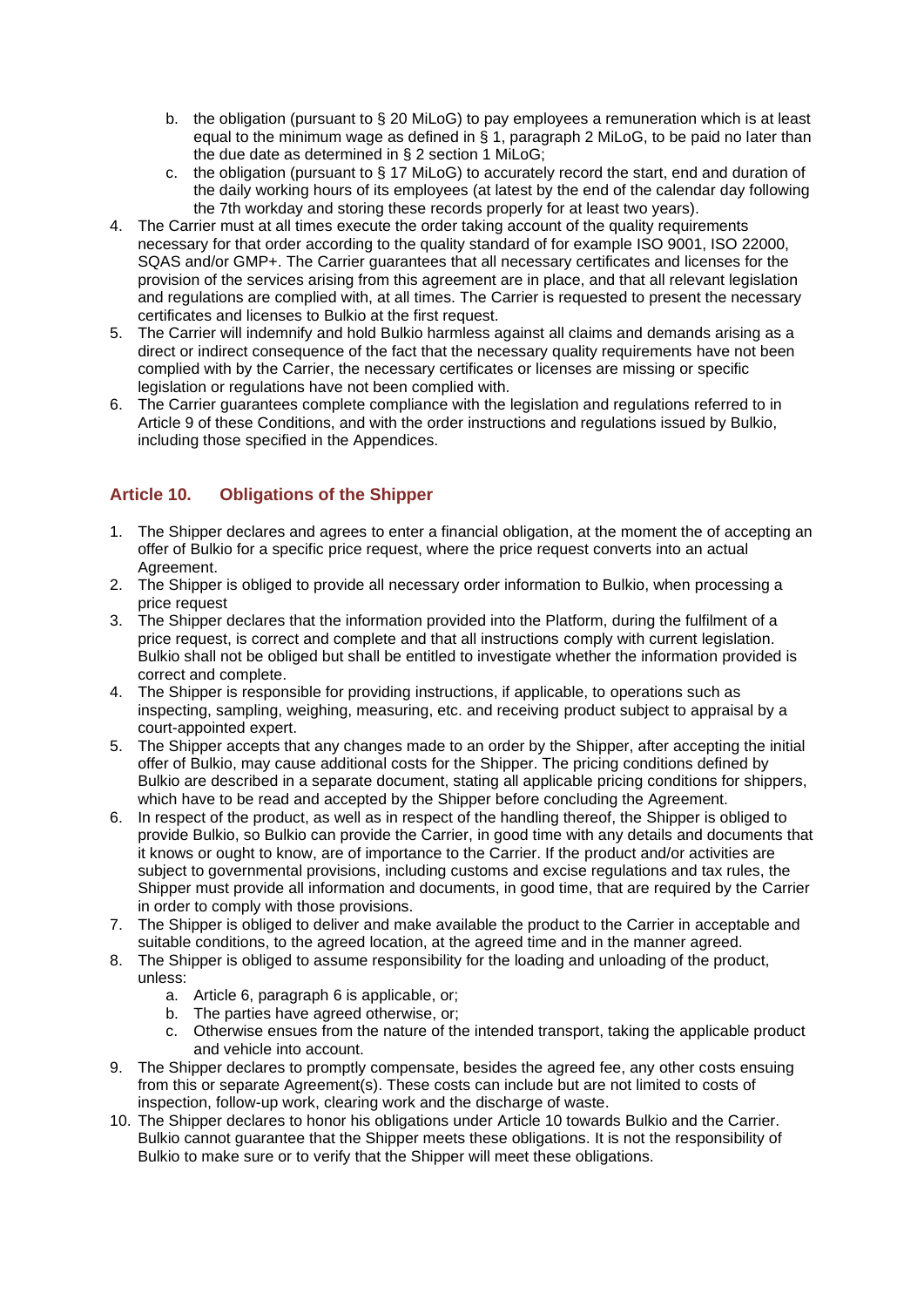b. the obligation (pursuant to § 20 MiLoG) to pay employees a remuneration which is at least equal to the minimum wage as defined in § 1, paragraph 2 MiLoG, to be paid no later than the due date as determined in § 2 section 1 MiLoG;
   c. the obligation (pursuant to § 17 MiLoG) to accurately record the start, end and duration of the daily working hours of its employees (at latest by the end of the calendar day following the 7th workday and storing these records properly for at least two years).
4. The Carrier must at all times execute the order taking account of the quality requirements necessary for that order according to the quality standard of for example ISO 9001, ISO 22000, SQAS and/or GMP+. The Carrier guarantees that all necessary certificates and licenses for the provision of the services arising from this agreement are in place, and that all relevant legislation and regulations are complied with, at all times. The Carrier is requested to present the necessary certificates and licenses to Bulkio at the first request.
5. The Carrier will indemnify and hold Bulkio harmless against all claims and demands arising as a direct or indirect consequence of the fact that the necessary quality requirements have not been complied with by the Carrier, the necessary certificates or licenses are missing or specific legislation or regulations have not been complied with.
6. The Carrier guarantees complete compliance with the legislation and regulations referred to in Article 9 of these Conditions, and with the order instructions and regulations issued by Bulkio, including those specified in the Appendices.

## Article 10. Obligations of the Shipper

1. The Shipper declares and agrees to enter a financial obligation, at the moment the of accepting an offer of Bulkio for a specific price request, where the price request converts into an actual Agreement.
2. The Shipper is obliged to provide all necessary order information to Bulkio, when processing a price request
3. The Shipper declares that the information provided into the Platform, during the fulfilment of a price request, is correct and complete and that all instructions comply with current legislation. Bulkio shall not be obliged but shall be entitled to investigate whether the information provided is correct and complete.
4. The Shipper is responsible for providing instructions, if applicable, to operations such as inspecting, sampling, weighing, measuring, etc. and receiving product subject to appraisal by a court-appointed expert.
5. The Shipper accepts that any changes made to an order by the Shipper, after accepting the initial offer of Bulkio, may cause additional costs for the Shipper. The pricing conditions defined by Bulkio are described in a separate document, stating all applicable pricing conditions for shippers, which have to be read and accepted by the Shipper before concluding the Agreement.
6. In respect of the product, as well as in respect of the handling thereof, the Shipper is obliged to provide Bulkio, so Bulkio can provide the Carrier, in good time with any details and documents that it knows or ought to know, are of importance to the Carrier. If the product and/or activities are subject to governmental provisions, including customs and excise regulations and tax rules, the Shipper must provide all information and documents, in good time, that are required by the Carrier in order to comply with those provisions.
7. The Shipper is obliged to deliver and make available the product to the Carrier in acceptable and suitable conditions, to the agreed location, at the agreed time and in the manner agreed.
8. The Shipper is obliged to assume responsibility for the loading and unloading of the product, unless:
   a. Article 6, paragraph 6 is applicable, or;
   b. The parties have agreed otherwise, or;
   c. Otherwise ensues from the nature of the intended transport, taking the applicable product and vehicle into account.
9. The Shipper declares to promptly compensate, besides the agreed fee, any other costs ensuing from this or separate Agreement(s). These costs can include but are not limited to costs of inspection, follow-up work, clearing work and the discharge of waste.
10. The Shipper declares to honor his obligations under Article 10 towards Bulkio and the Carrier. Bulkio cannot guarantee that the Shipper meets these obligations. It is not the responsibility of Bulkio to make sure or to verify that the Shipper will meet these obligations.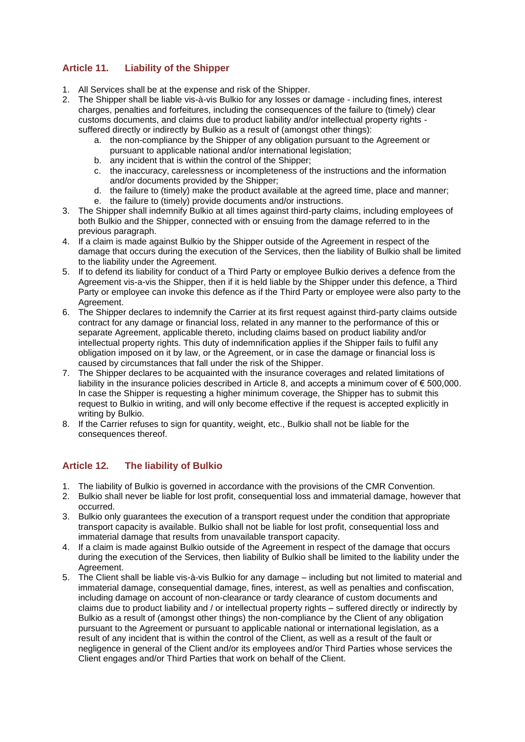## Article 11. Liability of the Shipper

1. All Services shall be at the expense and risk of the Shipper.
2. The Shipper shall be liable vis-à-vis Bulkio for any losses or damage - including fines, interest charges, penalties and forfeitures, including the consequences of the failure to (timely) clear customs documents, and claims due to product liability and/or intellectual property rights - suffered directly or indirectly by Bulkio as a result of (amongst other things):
   a. the non-compliance by the Shipper of any obligation pursuant to the Agreement or pursuant to applicable national and/or international legislation;
   b. any incident that is within the control of the Shipper;
   c. the inaccuracy, carelessness or incompleteness of the instructions and the information and/or documents provided by the Shipper;
   d. the failure to (timely) make the product available at the agreed time, place and manner;
   e. the failure to (timely) provide documents and/or instructions.
3. The Shipper shall indemnify Bulkio at all times against third-party claims, including employees of both Bulkio and the Shipper, connected with or ensuing from the damage referred to in the previous paragraph.
4. If a claim is made against Bulkio by the Shipper outside of the Agreement in respect of the damage that occurs during the execution of the Services, then the liability of Bulkio shall be limited to the liability under the Agreement.
5. If to defend its liability for conduct of a Third Party or employee Bulkio derives a defence from the Agreement vis-a-vis the Shipper, then if it is held liable by the Shipper under this defence, a Third Party or employee can invoke this defence as if the Third Party or employee were also party to the Agreement.
6. The Shipper declares to indemnify the Carrier at its first request against third-party claims outside contract for any damage or financial loss, related in any manner to the performance of this or separate Agreement, applicable thereto, including claims based on product liability and/or intellectual property rights. This duty of indemnification applies if the Shipper fails to fulfil any obligation imposed on it by law, or the Agreement, or in case the damage or financial loss is caused by circumstances that fall under the risk of the Shipper.
7. The Shipper declares to be acquainted with the insurance coverages and related limitations of liability in the insurance policies described in Article 8, and accepts a minimum cover of € 500,000. In case the Shipper is requesting a higher minimum coverage, the Shipper has to submit this request to Bulkio in writing, and will only become effective if the request is accepted explicitly in writing by Bulkio.
8. If the Carrier refuses to sign for quantity, weight, etc., Bulkio shall not be liable for the consequences thereof.

## Article 12. The liability of Bulkio

1. The liability of Bulkio is governed in accordance with the provisions of the CMR Convention.
2. Bulkio shall never be liable for lost profit, consequential loss and immaterial damage, however that occurred.
3. Bulkio only guarantees the execution of a transport request under the condition that appropriate transport capacity is available. Bulkio shall not be liable for lost profit, consequential loss and immaterial damage that results from unavailable transport capacity.
4. If a claim is made against Bulkio outside of the Agreement in respect of the damage that occurs during the execution of the Services, then liability of Bulkio shall be limited to the liability under the Agreement.
5. The Client shall be liable vis-à-vis Bulkio for any damage – including but not limited to material and immaterial damage, consequential damage, fines, interest, as well as penalties and confiscation, including damage on account of non-clearance or tardy clearance of custom documents and claims due to product liability and / or intellectual property rights – suffered directly or indirectly by Bulkio as a result of (amongst other things) the non-compliance by the Client of any obligation pursuant to the Agreement or pursuant to applicable national or international legislation, as a result of any incident that is within the control of the Client, as well as a result of the fault or negligence in general of the Client and/or its employees and/or Third Parties whose services the Client engages and/or Third Parties that work on behalf of the Client.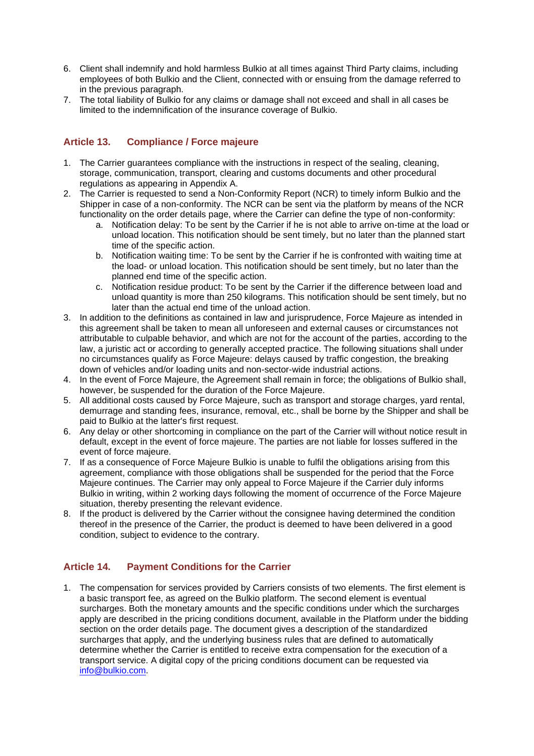6. Client shall indemnify and hold harmless Bulkio at all times against Third Party claims, including employees of both Bulkio and the Client, connected with or ensuing from the damage referred to in the previous paragraph.
7. The total liability of Bulkio for any claims or damage shall not exceed and shall in all cases be limited to the indemnification of the insurance coverage of Bulkio.

## Article 13. Compliance / Force majeure

1. The Carrier guarantees compliance with the instructions in respect of the sealing, cleaning, storage, communication, transport, clearing and customs documents and other procedural regulations as appearing in Appendix A.
2. The Carrier is requested to send a Non-Conformity Report (NCR) to timely inform Bulkio and the Shipper in case of a non-conformity. The NCR can be sent via the platform by means of the NCR functionality on the order details page, where the Carrier can define the type of non-conformity:
   a. Notification delay: To be sent by the Carrier if he is not able to arrive on-time at the load or unload location. This notification should be sent timely, but no later than the planned start time of the specific action.
   b. Notification waiting time: To be sent by the Carrier if he is confronted with waiting time at the load- or unload location. This notification should be sent timely, but no later than the planned end time of the specific action.
   c. Notification residue product: To be sent by the Carrier if the difference between load and unload quantity is more than 250 kilograms. This notification should be sent timely, but no later than the actual end time of the unload action.
3. In addition to the definitions as contained in law and jurisprudence, Force Majeure as intended in this agreement shall be taken to mean all unforeseen and external causes or circumstances not attributable to culpable behavior, and which are not for the account of the parties, according to the law, a juristic act or according to generally accepted practice. The following situations shall under no circumstances qualify as Force Majeure: delays caused by traffic congestion, the breaking down of vehicles and/or loading units and non-sector-wide industrial actions.
4. In the event of Force Majeure, the Agreement shall remain in force; the obligations of Bulkio shall, however, be suspended for the duration of the Force Majeure.
5. All additional costs caused by Force Majeure, such as transport and storage charges, yard rental, demurrage and standing fees, insurance, removal, etc., shall be borne by the Shipper and shall be paid to Bulkio at the latter's first request.
6. Any delay or other shortcoming in compliance on the part of the Carrier will without notice result in default, except in the event of force majeure. The parties are not liable for losses suffered in the event of force majeure.
7. If as a consequence of Force Majeure Bulkio is unable to fulfil the obligations arising from this agreement, compliance with those obligations shall be suspended for the period that the Force Majeure continues. The Carrier may only appeal to Force Majeure if the Carrier duly informs Bulkio in writing, within 2 working days following the moment of occurrence of the Force Majeure situation, thereby presenting the relevant evidence.
8. If the product is delivered by the Carrier without the consignee having determined the condition thereof in the presence of the Carrier, the product is deemed to have been delivered in a good condition, subject to evidence to the contrary.

## Article 14. Payment Conditions for the Carrier

1. The compensation for services provided by Carriers consists of two elements. The first element is a basic transport fee, as agreed on the Bulkio platform. The second element is eventual surcharges. Both the monetary amounts and the specific conditions under which the surcharges apply are described in the pricing conditions document, available in the Platform under the bidding section on the order details page. The document gives a description of the standardized surcharges that apply, and the underlying business rules that are defined to automatically determine whether the Carrier is entitled to receive extra compensation for the execution of a transport service. A digital copy of the pricing conditions document can be requested via info@bulkio.com.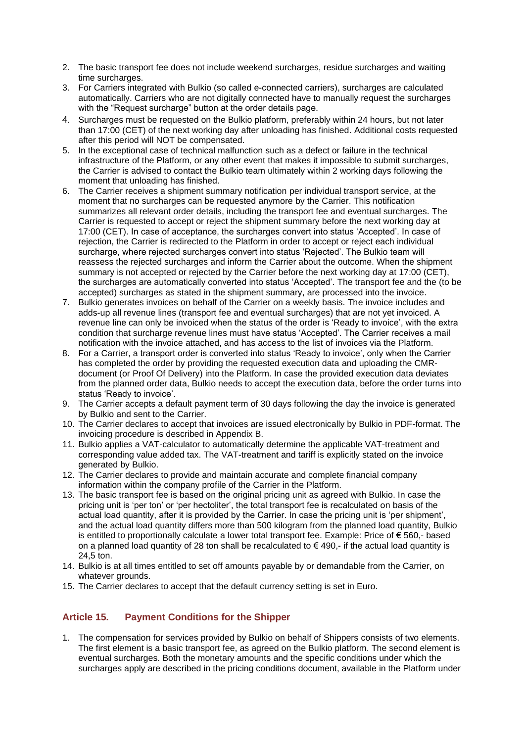2. The basic transport fee does not include weekend surcharges, residue surcharges and waiting time surcharges.
3. For Carriers integrated with Bulkio (so called e-connected carriers), surcharges are calculated automatically. Carriers who are not digitally connected have to manually request the surcharges with the "Request surcharge" button at the order details page.
4. Surcharges must be requested on the Bulkio platform, preferably within 24 hours, but not later than 17:00 (CET) of the next working day after unloading has finished. Additional costs requested after this period will NOT be compensated.
5. In the exceptional case of technical malfunction such as a defect or failure in the technical infrastructure of the Platform, or any other event that makes it impossible to submit surcharges, the Carrier is advised to contact the Bulkio team ultimately within 2 working days following the moment that unloading has finished.
6. The Carrier receives a shipment summary notification per individual transport service, at the moment that no surcharges can be requested anymore by the Carrier. This notification summarizes all relevant order details, including the transport fee and eventual surcharges. The Carrier is requested to accept or reject the shipment summary before the next working day at 17:00 (CET). In case of acceptance, the surcharges convert into status 'Accepted'. In case of rejection, the Carrier is redirected to the Platform in order to accept or reject each individual surcharge, where rejected surcharges convert into status 'Rejected'. The Bulkio team will reassess the rejected surcharges and inform the Carrier about the outcome. When the shipment summary is not accepted or rejected by the Carrier before the next working day at 17:00 (CET), the surcharges are automatically converted into status 'Accepted'. The transport fee and the (to be accepted) surcharges as stated in the shipment summary, are processed into the invoice.
7. Bulkio generates invoices on behalf of the Carrier on a weekly basis. The invoice includes and adds-up all revenue lines (transport fee and eventual surcharges) that are not yet invoiced. A revenue line can only be invoiced when the status of the order is 'Ready to invoice', with the extra condition that surcharge revenue lines must have status 'Accepted'. The Carrier receives a mail notification with the invoice attached, and has access to the list of invoices via the Platform.
8. For a Carrier, a transport order is converted into status 'Ready to invoice', only when the Carrier has completed the order by providing the requested execution data and uploading the CMR-document (or Proof Of Delivery) into the Platform. In case the provided execution data deviates from the planned order data, Bulkio needs to accept the execution data, before the order turns into status 'Ready to invoice'.
9. The Carrier accepts a default payment term of 30 days following the day the invoice is generated by Bulkio and sent to the Carrier.
10. The Carrier declares to accept that invoices are issued electronically by Bulkio in PDF-format. The invoicing procedure is described in Appendix B.
11. Bulkio applies a VAT-calculator to automatically determine the applicable VAT-treatment and corresponding value added tax. The VAT-treatment and tariff is explicitly stated on the invoice generated by Bulkio.
12. The Carrier declares to provide and maintain accurate and complete financial company information within the company profile of the Carrier in the Platform.
13. The basic transport fee is based on the original pricing unit as agreed with Bulkio. In case the pricing unit is 'per ton' or 'per hectoliter', the total transport fee is recalculated on basis of the actual load quantity, after it is provided by the Carrier. In case the pricing unit is 'per shipment', and the actual load quantity differs more than 500 kilogram from the planned load quantity, Bulkio is entitled to proportionally calculate a lower total transport fee. Example: Price of € 560,- based on a planned load quantity of 28 ton shall be recalculated to € 490,- if the actual load quantity is 24,5 ton.
14. Bulkio is at all times entitled to set off amounts payable by or demandable from the Carrier, on whatever grounds.
15. The Carrier declares to accept that the default currency setting is set in Euro.

## Article 15. Payment Conditions for the Shipper

1. The compensation for services provided by Bulkio on behalf of Shippers consists of two elements. The first element is a basic transport fee, as agreed on the Bulkio platform. The second element is eventual surcharges. Both the monetary amounts and the specific conditions under which the surcharges apply are described in the pricing conditions document, available in the Platform under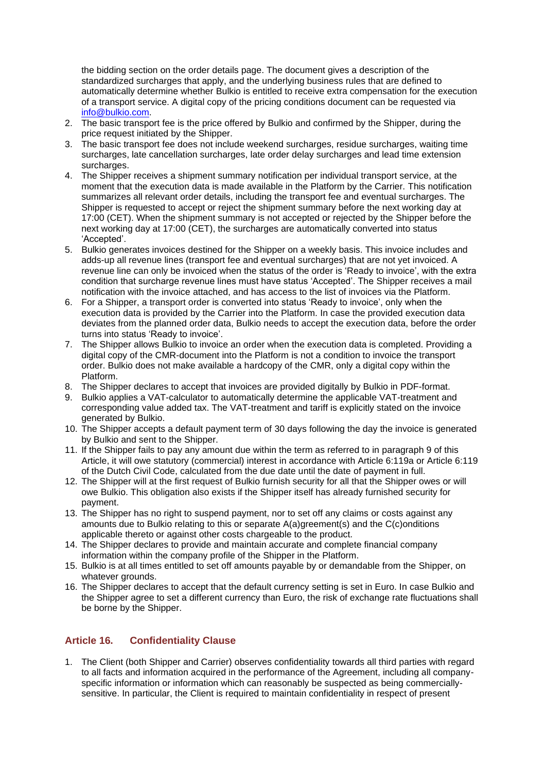the bidding section on the order details page. The document gives a description of the standardized surcharges that apply, and the underlying business rules that are defined to automatically determine whether Bulkio is entitled to receive extra compensation for the execution of a transport service. A digital copy of the pricing conditions document can be requested via info@bulkio.com.

2. The basic transport fee is the price offered by Bulkio and confirmed by the Shipper, during the price request initiated by the Shipper.
3. The basic transport fee does not include weekend surcharges, residue surcharges, waiting time surcharges, late cancellation surcharges, late order delay surcharges and lead time extension surcharges.
4. The Shipper receives a shipment summary notification per individual transport service, at the moment that the execution data is made available in the Platform by the Carrier. This notification summarizes all relevant order details, including the transport fee and eventual surcharges. The Shipper is requested to accept or reject the shipment summary before the next working day at 17:00 (CET). When the shipment summary is not accepted or rejected by the Shipper before the next working day at 17:00 (CET), the surcharges are automatically converted into status 'Accepted'.
5. Bulkio generates invoices destined for the Shipper on a weekly basis. This invoice includes and adds-up all revenue lines (transport fee and eventual surcharges) that are not yet invoiced. A revenue line can only be invoiced when the status of the order is 'Ready to invoice', with the extra condition that surcharge revenue lines must have status 'Accepted'. The Shipper receives a mail notification with the invoice attached, and has access to the list of invoices via the Platform.
6. For a Shipper, a transport order is converted into status 'Ready to invoice', only when the execution data is provided by the Carrier into the Platform. In case the provided execution data deviates from the planned order data, Bulkio needs to accept the execution data, before the order turns into status 'Ready to invoice'.
7. The Shipper allows Bulkio to invoice an order when the execution data is completed. Providing a digital copy of the CMR-document into the Platform is not a condition to invoice the transport order. Bulkio does not make available a hardcopy of the CMR, only a digital copy within the Platform.
8. The Shipper declares to accept that invoices are provided digitally by Bulkio in PDF-format.
9. Bulkio applies a VAT-calculator to automatically determine the applicable VAT-treatment and corresponding value added tax. The VAT-treatment and tariff is explicitly stated on the invoice generated by Bulkio.
10. The Shipper accepts a default payment term of 30 days following the day the invoice is generated by Bulkio and sent to the Shipper.
11. If the Shipper fails to pay any amount due within the term as referred to in paragraph 9 of this Article, it will owe statutory (commercial) interest in accordance with Article 6:119a or Article 6:119 of the Dutch Civil Code, calculated from the due date until the date of payment in full.
12. The Shipper will at the first request of Bulkio furnish security for all that the Shipper owes or will owe Bulkio. This obligation also exists if the Shipper itself has already furnished security for payment.
13. The Shipper has no right to suspend payment, nor to set off any claims or costs against any amounts due to Bulkio relating to this or separate A(a)greement(s) and the C(c)onditions applicable thereto or against other costs chargeable to the product.
14. The Shipper declares to provide and maintain accurate and complete financial company information within the company profile of the Shipper in the Platform.
15. Bulkio is at all times entitled to set off amounts payable by or demandable from the Shipper, on whatever grounds.
16. The Shipper declares to accept that the default currency setting is set in Euro. In case Bulkio and the Shipper agree to set a different currency than Euro, the risk of exchange rate fluctuations shall be borne by the Shipper.

## Article 16. Confidentiality Clause

1. The Client (both Shipper and Carrier) observes confidentiality towards all third parties with regard to all facts and information acquired in the performance of the Agreement, including all company-specific information or information which can reasonably be suspected as being commercially-sensitive. In particular, the Client is required to maintain confidentiality in respect of present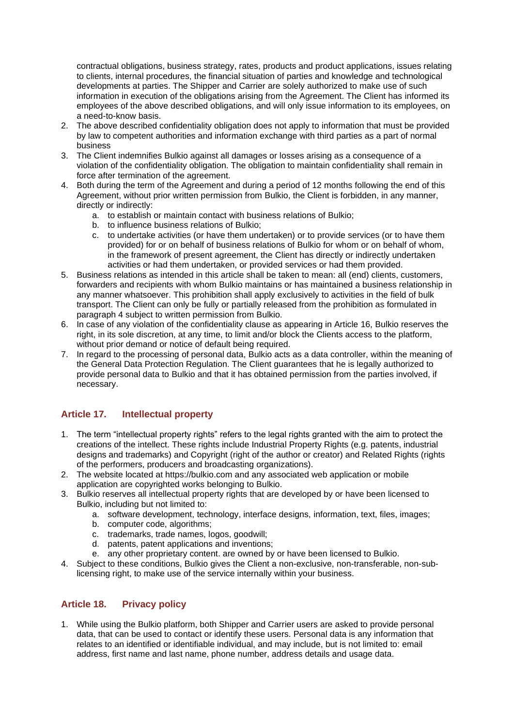contractual obligations, business strategy, rates, products and product applications, issues relating to clients, internal procedures, the financial situation of parties and knowledge and technological developments at parties. The Shipper and Carrier are solely authorized to make use of such information in execution of the obligations arising from the Agreement. The Client has informed its employees of the above described obligations, and will only issue information to its employees, on a need-to-know basis.

2. The above described confidentiality obligation does not apply to information that must be provided by law to competent authorities and information exchange with third parties as a part of normal business
3. The Client indemnifies Bulkio against all damages or losses arising as a consequence of a violation of the confidentiality obligation. The obligation to maintain confidentiality shall remain in force after termination of the agreement.
4. Both during the term of the Agreement and during a period of 12 months following the end of this Agreement, without prior written permission from Bulkio, the Client is forbidden, in any manner, directly or indirectly:
   a. to establish or maintain contact with business relations of Bulkio;
   b. to influence business relations of Bulkio;
   c. to undertake activities (or have them undertaken) or to provide services (or to have them provided) for or on behalf of business relations of Bulkio for whom or on behalf of whom, in the framework of present agreement, the Client has directly or indirectly undertaken activities or had them undertaken, or provided services or had them provided.
5. Business relations as intended in this article shall be taken to mean: all (end) clients, customers, forwarders and recipients with whom Bulkio maintains or has maintained a business relationship in any manner whatsoever. This prohibition shall apply exclusively to activities in the field of bulk transport. The Client can only be fully or partially released from the prohibition as formulated in paragraph 4 subject to written permission from Bulkio.
6. In case of any violation of the confidentiality clause as appearing in Article 16, Bulkio reserves the right, in its sole discretion, at any time, to limit and/or block the Clients access to the platform, without prior demand or notice of default being required.
7. In regard to the processing of personal data, Bulkio acts as a data controller, within the meaning of the General Data Protection Regulation. The Client guarantees that he is legally authorized to provide personal data to Bulkio and that it has obtained permission from the parties involved, if necessary.

## Article 17. Intellectual property

1. The term "intellectual property rights" refers to the legal rights granted with the aim to protect the creations of the intellect. These rights include Industrial Property Rights (e.g. patents, industrial designs and trademarks) and Copyright (right of the author or creator) and Related Rights (rights of the performers, producers and broadcasting organizations).
2. The website located at https://bulkio.com and any associated web application or mobile application are copyrighted works belonging to Bulkio.
3. Bulkio reserves all intellectual property rights that are developed by or have been licensed to Bulkio, including but not limited to:
   a. software development, technology, interface designs, information, text, files, images;
   b. computer code, algorithms;
   c. trademarks, trade names, logos, goodwill;
   d. patents, patent applications and inventions;
   e. any other proprietary content. are owned by or have been licensed to Bulkio.
4. Subject to these conditions, Bulkio gives the Client a non-exclusive, non-transferable, non-sub-licensing right, to make use of the service internally within your business.

## Article 18. Privacy policy

1. While using the Bulkio platform, both Shipper and Carrier users are asked to provide personal data, that can be used to contact or identify these users. Personal data is any information that relates to an identified or identifiable individual, and may include, but is not limited to: email address, first name and last name, phone number, address details and usage data.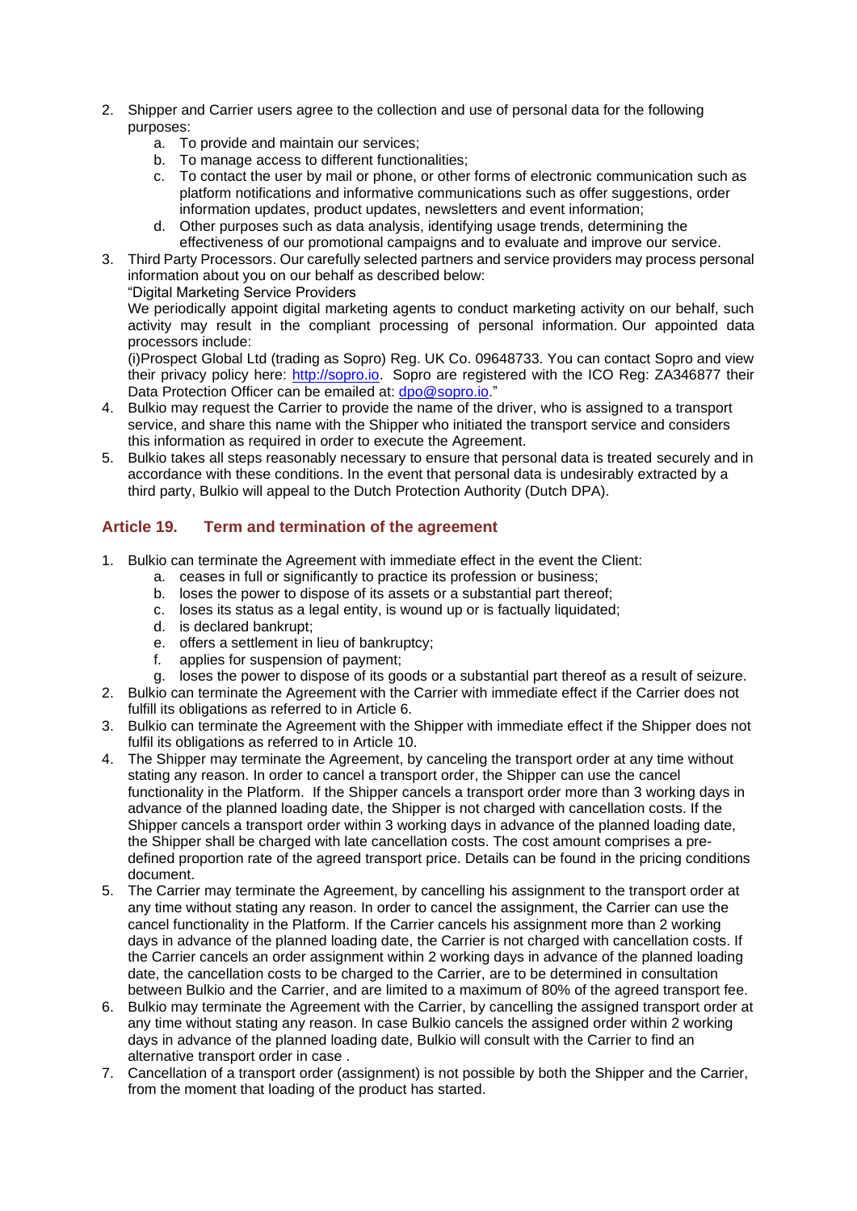2. Shipper and Carrier users agree to the collection and use of personal data for the following purposes:
    a. To provide and maintain our services;
    b. To manage access to different functionalities;
    c. To contact the user by mail or phone, or other forms of electronic communication such as platform notifications and informative communications such as offer suggestions, order information updates, product updates, newsletters and event information;
    d. Other purposes such as data analysis, identifying usage trends, determining the effectiveness of our promotional campaigns and to evaluate and improve our service.
3. Third Party Processors. Our carefully selected partners and service providers may process personal information about you on our behalf as described below:
   "Digital Marketing Service Providers
   We periodically appoint digital marketing agents to conduct marketing activity on our behalf, such activity may result in the compliant processing of personal information. Our appointed data processors include:
   (i)Prospect Global Ltd (trading as Sopro) Reg. UK Co. 09648733. You can contact Sopro and view their privacy policy here: [http://sopro.io](http://sopro.io). Sopro are registered with the ICO Reg: ZA346877 their Data Protection Officer can be emailed at: [dpo@sopro.io](mailto:dpo@sopro.io)."
4. Bulkio may request the Carrier to provide the name of the driver, who is assigned to a transport service, and share this name with the Shipper who initiated the transport service and considers this information as required in order to execute the Agreement.
5. Bulkio takes all steps reasonably necessary to ensure that personal data is treated securely and in accordance with these conditions. In the event that personal data is undesirably extracted by a third party, Bulkio will appeal to the Dutch Protection Authority (Dutch DPA).

## Article 19. Term and termination of the agreement

1. Bulkio can terminate the Agreement with immediate effect in the event the Client:
    a. ceases in full or significantly to practice its profession or business;
    b. loses the power to dispose of its assets or a substantial part thereof;
    c. loses its status as a legal entity, is wound up or is factually liquidated;
    d. is declared bankrupt;
    e. offers a settlement in lieu of bankruptcy;
    f. applies for suspension of payment;
    g. loses the power to dispose of its goods or a substantial part thereof as a result of seizure.
2. Bulkio can terminate the Agreement with the Carrier with immediate effect if the Carrier does not fulfill its obligations as referred to in Article 6.
3. Bulkio can terminate the Agreement with the Shipper with immediate effect if the Shipper does not fulfil its obligations as referred to in Article 10.
4. The Shipper may terminate the Agreement, by canceling the transport order at any time without stating any reason. In order to cancel a transport order, the Shipper can use the cancel functionality in the Platform. If the Shipper cancels a transport order more than 3 working days in advance of the planned loading date, the Shipper is not charged with cancellation costs. If the Shipper cancels a transport order within 3 working days in advance of the planned loading date, the Shipper shall be charged with late cancellation costs. The cost amount comprises a pre-defined proportion rate of the agreed transport price. Details can be found in the pricing conditions document.
5. The Carrier may terminate the Agreement, by cancelling his assignment to the transport order at any time without stating any reason. In order to cancel the assignment, the Carrier can use the cancel functionality in the Platform. If the Carrier cancels his assignment more than 2 working days in advance of the planned loading date, the Carrier is not charged with cancellation costs. If the Carrier cancels an order assignment within 2 working days in advance of the planned loading date, the cancellation costs to be charged to the Carrier, are to be determined in consultation between Bulkio and the Carrier, and are limited to a maximum of 80% of the agreed transport fee.
6. Bulkio may terminate the Agreement with the Carrier, by cancelling the assigned transport order at any time without stating any reason. In case Bulkio cancels the assigned order within 2 working days in advance of the planned loading date, Bulkio will consult with the Carrier to find an alternative transport order in case .
7. Cancellation of a transport order (assignment) is not possible by both the Shipper and the Carrier, from the moment that loading of the product has started.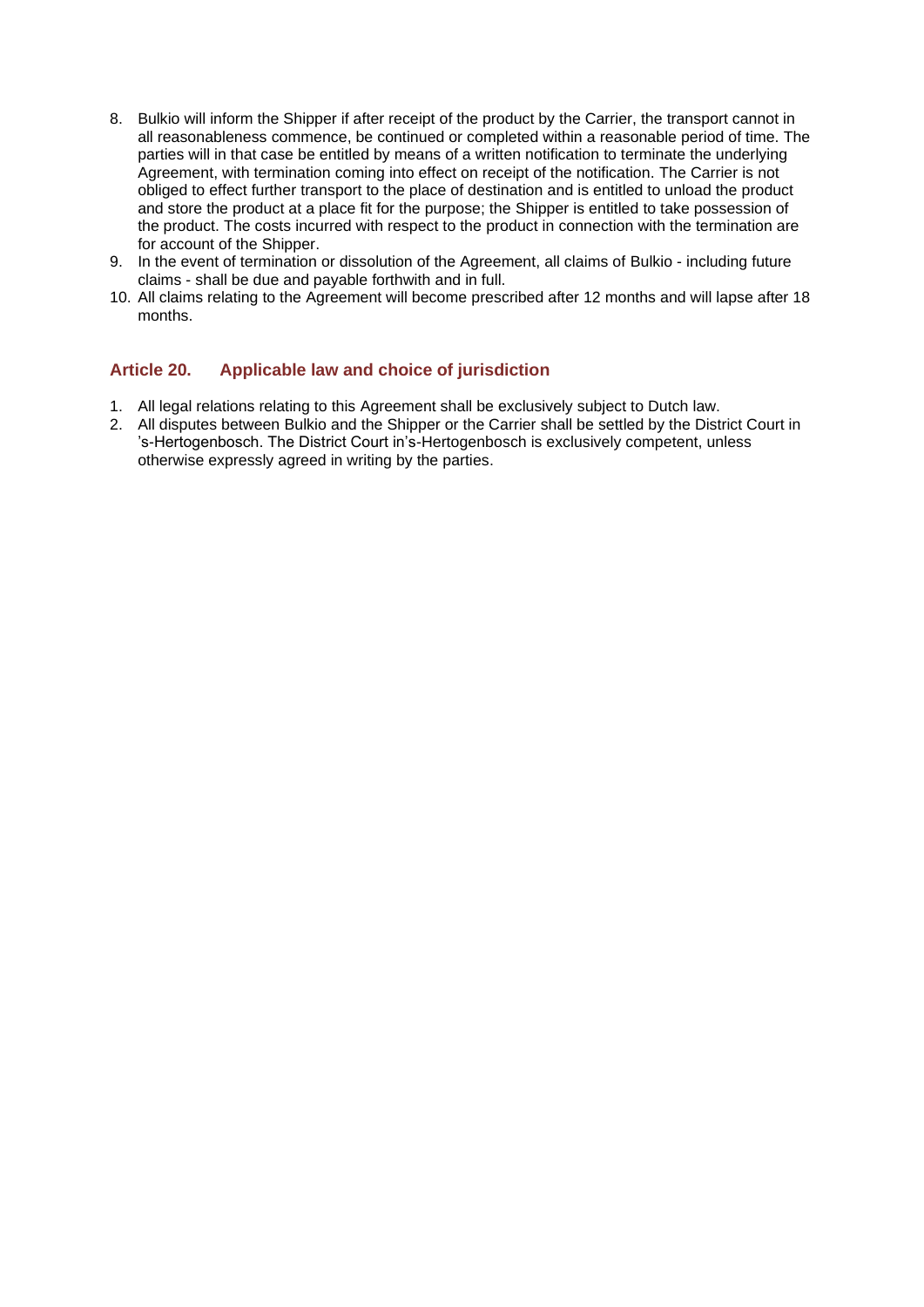8. Bulkio will inform the Shipper if after receipt of the product by the Carrier, the transport cannot in all reasonableness commence, be continued or completed within a reasonable period of time. The parties will in that case be entitled by means of a written notification to terminate the underlying Agreement, with termination coming into effect on receipt of the notification. The Carrier is not obliged to effect further transport to the place of destination and is entitled to unload the product and store the product at a place fit for the purpose; the Shipper is entitled to take possession of the product. The costs incurred with respect to the product in connection with the termination are for account of the Shipper.
9. In the event of termination or dissolution of the Agreement, all claims of Bulkio - including future claims - shall be due and payable forthwith and in full.
10. All claims relating to the Agreement will become prescribed after 12 months and will lapse after 18 months.

## Article 20. Applicable law and choice of jurisdiction

1. All legal relations relating to this Agreement shall be exclusively subject to Dutch law.
2. All disputes between Bulkio and the Shipper or the Carrier shall be settled by the District Court in 's-Hertogenbosch. The District Court in's-Hertogenbosch is exclusively competent, unless otherwise expressly agreed in writing by the parties.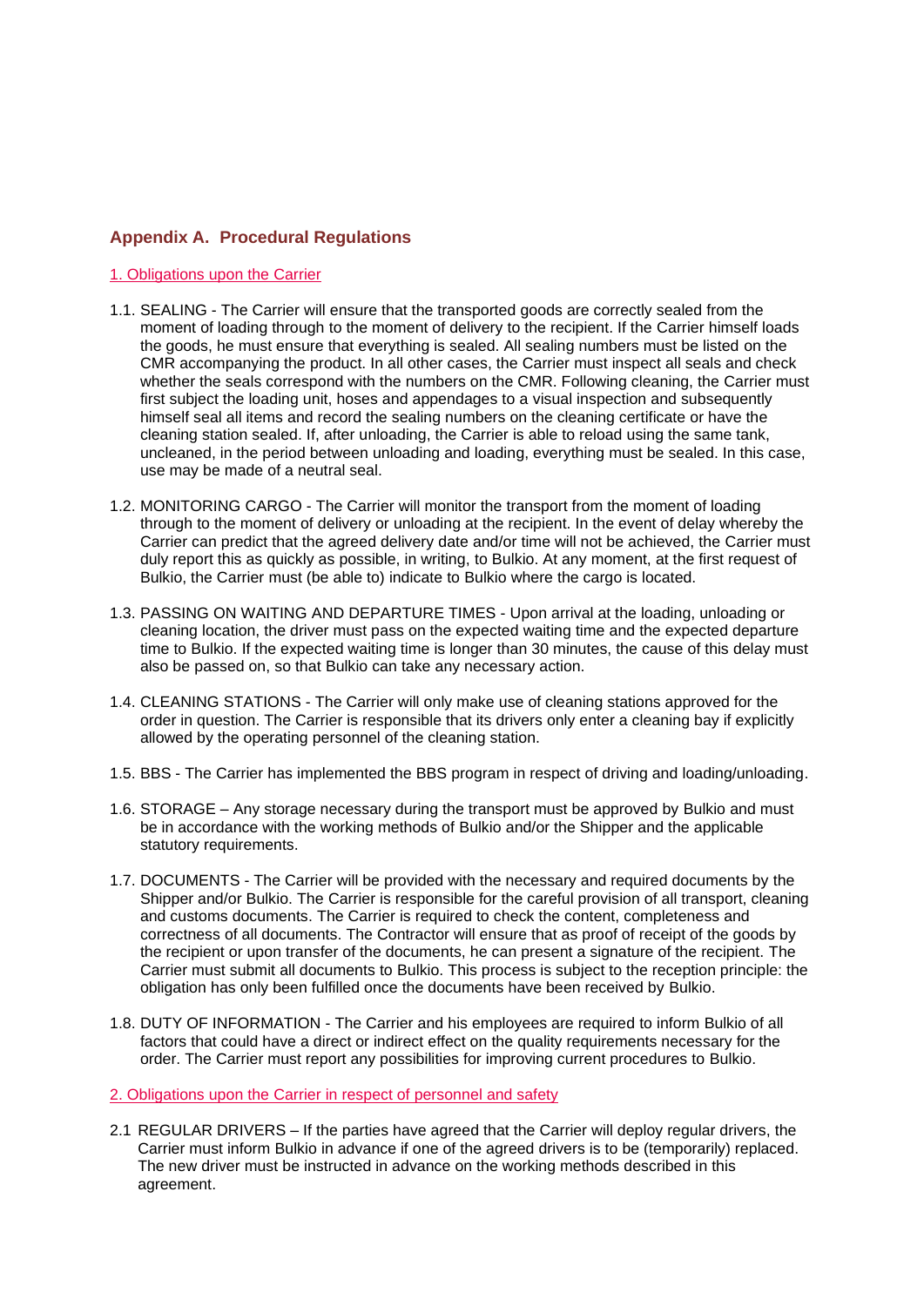## Appendix A. Procedural Regulations

### 1. Obligations upon the Carrier

1.1. SEALING - The Carrier will ensure that the transported goods are correctly sealed from the moment of loading through to the moment of delivery to the recipient. If the Carrier himself loads the goods, he must ensure that everything is sealed. All sealing numbers must be listed on the CMR accompanying the product. In all other cases, the Carrier must inspect all seals and check whether the seals correspond with the numbers on the CMR. Following cleaning, the Carrier must first subject the loading unit, hoses and appendages to a visual inspection and subsequently himself seal all items and record the sealing numbers on the cleaning certificate or have the cleaning station sealed. If, after unloading, the Carrier is able to reload using the same tank, uncleaned, in the period between unloading and loading, everything must be sealed. In this case, use may be made of a neutral seal.

1.2. MONITORING CARGO - The Carrier will monitor the transport from the moment of loading through to the moment of delivery or unloading at the recipient. In the event of delay whereby the Carrier can predict that the agreed delivery date and/or time will not be achieved, the Carrier must duly report this as quickly as possible, in writing, to Bulkio. At any moment, at the first request of Bulkio, the Carrier must (be able to) indicate to Bulkio where the cargo is located.

1.3. PASSING ON WAITING AND DEPARTURE TIMES - Upon arrival at the loading, unloading or cleaning location, the driver must pass on the expected waiting time and the expected departure time to Bulkio. If the expected waiting time is longer than 30 minutes, the cause of this delay must also be passed on, so that Bulkio can take any necessary action.

1.4. CLEANING STATIONS - The Carrier will only make use of cleaning stations approved for the order in question. The Carrier is responsible that its drivers only enter a cleaning bay if explicitly allowed by the operating personnel of the cleaning station.

1.5. BBS - The Carrier has implemented the BBS program in respect of driving and loading/unloading.

1.6. STORAGE – Any storage necessary during the transport must be approved by Bulkio and must be in accordance with the working methods of Bulkio and/or the Shipper and the applicable statutory requirements.

1.7. DOCUMENTS - The Carrier will be provided with the necessary and required documents by the Shipper and/or Bulkio. The Carrier is responsible for the careful provision of all transport, cleaning and customs documents. The Carrier is required to check the content, completeness and correctness of all documents. The Contractor will ensure that as proof of receipt of the goods by the recipient or upon transfer of the documents, he can present a signature of the recipient. The Carrier must submit all documents to Bulkio. This process is subject to the reception principle: the obligation has only been fulfilled once the documents have been received by Bulkio.

1.8. DUTY OF INFORMATION - The Carrier and his employees are required to inform Bulkio of all factors that could have a direct or indirect effect on the quality requirements necessary for the order. The Carrier must report any possibilities for improving current procedures to Bulkio.

### 2. Obligations upon the Carrier in respect of personnel and safety

2.1 REGULAR DRIVERS – If the parties have agreed that the Carrier will deploy regular drivers, the Carrier must inform Bulkio in advance if one of the agreed drivers is to be (temporarily) replaced. The new driver must be instructed in advance on the working methods described in this agreement.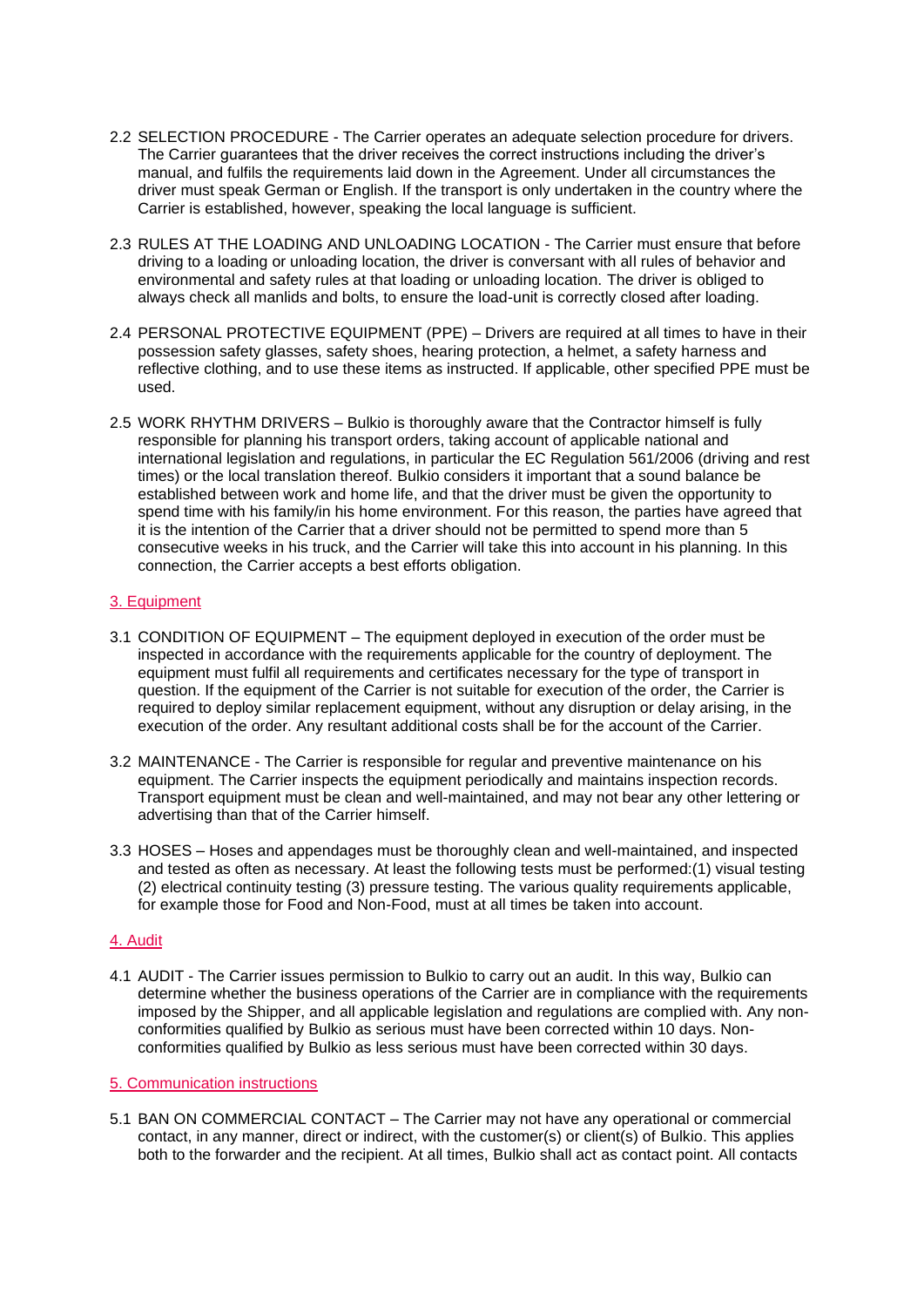2.2 SELECTION PROCEDURE - The Carrier operates an adequate selection procedure for drivers. The Carrier guarantees that the driver receives the correct instructions including the driver's manual, and fulfils the requirements laid down in the Agreement. Under all circumstances the driver must speak German or English. If the transport is only undertaken in the country where the Carrier is established, however, speaking the local language is sufficient.

2.3 RULES AT THE LOADING AND UNLOADING LOCATION - The Carrier must ensure that before driving to a loading or unloading location, the driver is conversant with all rules of behavior and environmental and safety rules at that loading or unloading location. The driver is obliged to always check all manlids and bolts, to ensure the load-unit is correctly closed after loading.

2.4 PERSONAL PROTECTIVE EQUIPMENT (PPE) – Drivers are required at all times to have in their possession safety glasses, safety shoes, hearing protection, a helmet, a safety harness and reflective clothing, and to use these items as instructed. If applicable, other specified PPE must be used.

2.5 WORK RHYTHM DRIVERS – Bulkio is thoroughly aware that the Contractor himself is fully responsible for planning his transport orders, taking account of applicable national and international legislation and regulations, in particular the EC Regulation 561/2006 (driving and rest times) or the local translation thereof. Bulkio considers it important that a sound balance be established between work and home life, and that the driver must be given the opportunity to spend time with his family/in his home environment. For this reason, the parties have agreed that it is the intention of the Carrier that a driver should not be permitted to spend more than 5 consecutive weeks in his truck, and the Carrier will take this into account in his planning. In this connection, the Carrier accepts a best efforts obligation.

## 3. Equipment

3.1 CONDITION OF EQUIPMENT – The equipment deployed in execution of the order must be inspected in accordance with the requirements applicable for the country of deployment. The equipment must fulfil all requirements and certificates necessary for the type of transport in question. If the equipment of the Carrier is not suitable for execution of the order, the Carrier is required to deploy similar replacement equipment, without any disruption or delay arising, in the execution of the order. Any resultant additional costs shall be for the account of the Carrier.

3.2 MAINTENANCE - The Carrier is responsible for regular and preventive maintenance on his equipment. The Carrier inspects the equipment periodically and maintains inspection records. Transport equipment must be clean and well-maintained, and may not bear any other lettering or advertising than that of the Carrier himself.

3.3 HOSES – Hoses and appendages must be thoroughly clean and well-maintained, and inspected and tested as often as necessary. At least the following tests must be performed:(1) visual testing (2) electrical continuity testing (3) pressure testing. The various quality requirements applicable, for example those for Food and Non-Food, must at all times be taken into account.

## 4. Audit

4.1 AUDIT - The Carrier issues permission to Bulkio to carry out an audit. In this way, Bulkio can determine whether the business operations of the Carrier are in compliance with the requirements imposed by the Shipper, and all applicable legislation and regulations are complied with. Any non-conformities qualified by Bulkio as serious must have been corrected within 10 days. Non-conformities qualified by Bulkio as less serious must have been corrected within 30 days.

## 5. Communication instructions

5.1 BAN ON COMMERCIAL CONTACT – The Carrier may not have any operational or commercial contact, in any manner, direct or indirect, with the customer(s) or client(s) of Bulkio. This applies both to the forwarder and the recipient. At all times, Bulkio shall act as contact point. All contacts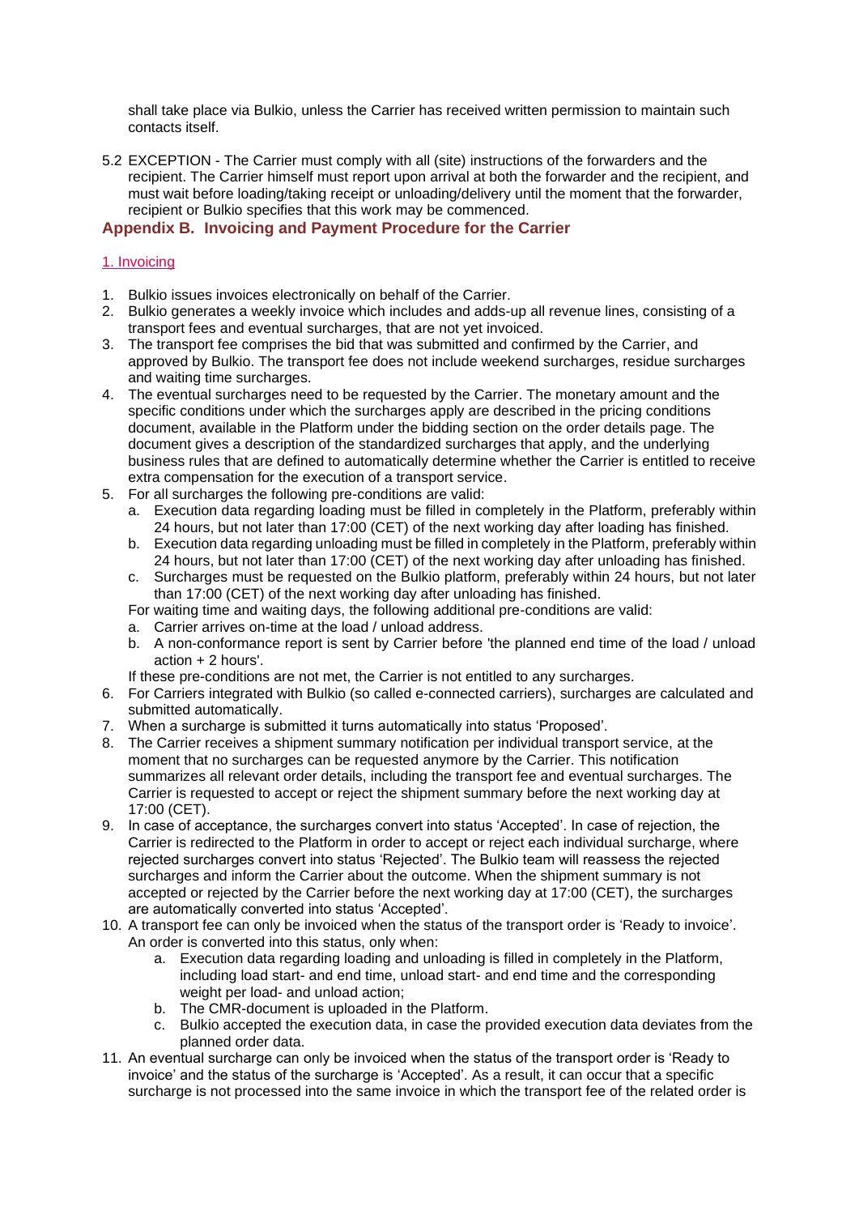shall take place via Bulkio, unless the Carrier has received written permission to maintain such contacts itself.

5.2 EXCEPTION - The Carrier must comply with all (site) instructions of the forwarders and the recipient. The Carrier himself must report upon arrival at both the forwarder and the recipient, and must wait before loading/taking receipt or unloading/delivery until the moment that the forwarder, recipient or Bulkio specifies that this work may be commenced.

## Appendix B. Invoicing and Payment Procedure for the Carrier

### 1. Invoicing

1. Bulkio issues invoices electronically on behalf of the Carrier.
2. Bulkio generates a weekly invoice which includes and adds-up all revenue lines, consisting of a transport fees and eventual surcharges, that are not yet invoiced.
3. The transport fee comprises the bid that was submitted and confirmed by the Carrier, and approved by Bulkio. The transport fee does not include weekend surcharges, residue surcharges and waiting time surcharges.
4. The eventual surcharges need to be requested by the Carrier. The monetary amount and the specific conditions under which the surcharges apply are described in the pricing conditions document, available in the Platform under the bidding section on the order details page. The document gives a description of the standardized surcharges that apply, and the underlying business rules that are defined to automatically determine whether the Carrier is entitled to receive extra compensation for the execution of a transport service.
5. For all surcharges the following pre-conditions are valid:
   a. Execution data regarding loading must be filled in completely in the Platform, preferably within 24 hours, but not later than 17:00 (CET) of the next working day after loading has finished.
   b. Execution data regarding unloading must be filled in completely in the Platform, preferably within 24 hours, but not later than 17:00 (CET) of the next working day after unloading has finished.
   c. Surcharges must be requested on the Bulkio platform, preferably within 24 hours, but not later than 17:00 (CET) of the next working day after unloading has finished.

   For waiting time and waiting days, the following additional pre-conditions are valid:

   a. Carrier arrives on-time at the load / unload address.
   b. A non-conformance report is sent by Carrier before 'the planned end time of the load / unload action + 2 hours'.

   If these pre-conditions are not met, the Carrier is not entitled to any surcharges.
6. For Carriers integrated with Bulkio (so called e-connected carriers), surcharges are calculated and submitted automatically.
7. When a surcharge is submitted it turns automatically into status 'Proposed'.
8. The Carrier receives a shipment summary notification per individual transport service, at the moment that no surcharges can be requested anymore by the Carrier. This notification summarizes all relevant order details, including the transport fee and eventual surcharges. The Carrier is requested to accept or reject the shipment summary before the next working day at 17:00 (CET).
9. In case of acceptance, the surcharges convert into status 'Accepted'. In case of rejection, the Carrier is redirected to the Platform in order to accept or reject each individual surcharge, where rejected surcharges convert into status 'Rejected'. The Bulkio team will reassess the rejected surcharges and inform the Carrier about the outcome. When the shipment summary is not accepted or rejected by the Carrier before the next working day at 17:00 (CET), the surcharges are automatically converted into status 'Accepted'.
10. A transport fee can only be invoiced when the status of the transport order is 'Ready to invoice'. An order is converted into this status, only when:
    a. Execution data regarding loading and unloading is filled in completely in the Platform, including load start- and end time, unload start- and end time and the corresponding weight per load- and unload action;
    b. The CMR-document is uploaded in the Platform.
    c. Bulkio accepted the execution data, in case the provided execution data deviates from the planned order data.
11. An eventual surcharge can only be invoiced when the status of the transport order is 'Ready to invoice' and the status of the surcharge is 'Accepted'. As a result, it can occur that a specific surcharge is not processed into the same invoice in which the transport fee of the related order is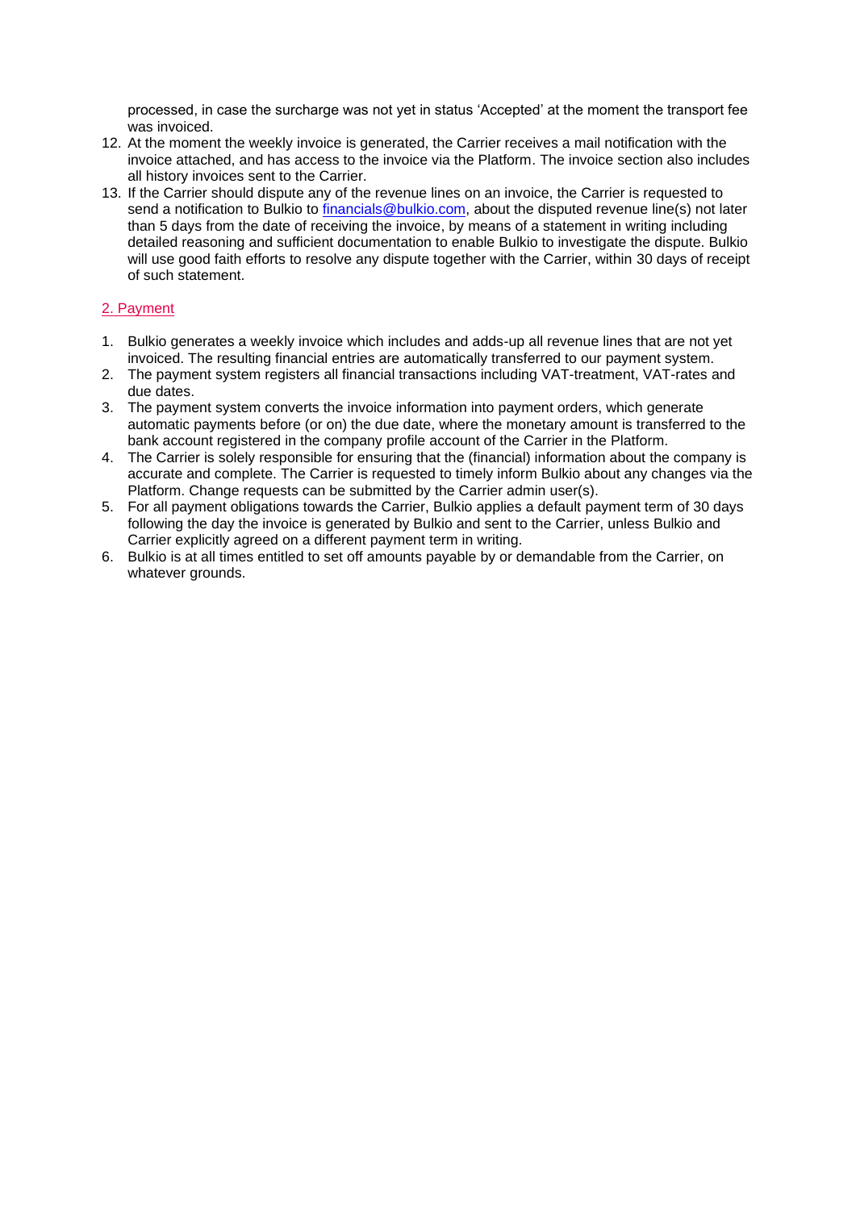processed, in case the surcharge was not yet in status 'Accepted' at the moment the transport fee was invoiced.

12. At the moment the weekly invoice is generated, the Carrier receives a mail notification with the invoice attached, and has access to the invoice via the Platform. The invoice section also includes all history invoices sent to the Carrier.
13. If the Carrier should dispute any of the revenue lines on an invoice, the Carrier is requested to send a notification to Bulkio to financials@bulkio.com, about the disputed revenue line(s) not later than 5 days from the date of receiving the invoice, by means of a statement in writing including detailed reasoning and sufficient documentation to enable Bulkio to investigate the dispute. Bulkio will use good faith efforts to resolve any dispute together with the Carrier, within 30 days of receipt of such statement.

## 2. Payment

1. Bulkio generates a weekly invoice which includes and adds-up all revenue lines that are not yet invoiced. The resulting financial entries are automatically transferred to our payment system.
2. The payment system registers all financial transactions including VAT-treatment, VAT-rates and due dates.
3. The payment system converts the invoice information into payment orders, which generate automatic payments before (or on) the due date, where the monetary amount is transferred to the bank account registered in the company profile account of the Carrier in the Platform.
4. The Carrier is solely responsible for ensuring that the (financial) information about the company is accurate and complete. The Carrier is requested to timely inform Bulkio about any changes via the Platform. Change requests can be submitted by the Carrier admin user(s).
5. For all payment obligations towards the Carrier, Bulkio applies a default payment term of 30 days following the day the invoice is generated by Bulkio and sent to the Carrier, unless Bulkio and Carrier explicitly agreed on a different payment term in writing.
6. Bulkio is at all times entitled to set off amounts payable by or demandable from the Carrier, on whatever grounds.